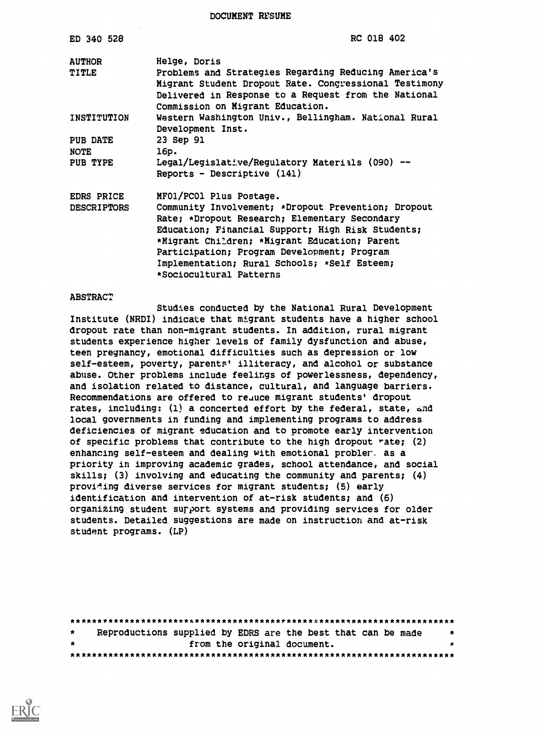DOCUMENT RESUME

| | |
|---|---|
| ED 340 528 | RC 018 402 |
| AUTHOR | Helge, Doris |
| TITLE | Problems and Strategies Regarding Reducing America's Migrant Student Dropout Rate. Congressional Testimony Delivered in Response to a Request from the National Commission on Migrant Education. |
| INSTITUTION | Western Washington Univ., Bellingham. National Rural Development Inst. |
| PUB DATE | 23 Sep 91 |
| NOTE | 16p. |
| PUB TYPE | Legal/Legislative/Regulatory Materials (090) -- Reports - Descriptive (141) |
| EDRS PRICE | MF01/PC01 Plus Postage. |
| DESCRIPTORS | Community Involvement; *Dropout Prevention; Dropout Rate; *Dropout Research; Elementary Secondary Education; Financial Support; High Risk Students; *Migrant Children; *Migrant Education; Parent Participation; Program Development; Program Implementation; Rural Schools; *Self Esteem; *Sociocultural Patterns |

ABSTRACT

Studies conducted by the National Rural Development Institute (NRDI) indicate that migrant students have a higher school dropout rate than non-migrant students. In addition, rural migrant students experience higher levels of family dysfunction and abuse, teen pregnancy, emotional difficulties such as depression or low self-esteem, poverty, parents' illiteracy, and alcohol or substance abuse. Other problems include feelings of powerlessness, dependency, and isolation related to distance, cultural, and language barriers. Recommendations are offered to reduce migrant students' dropout rates, including: (1) a concerted effort by the federal, state, and local governments in funding and implementing programs to address deficiencies of migrant education and to promote early intervention of specific problems that contribute to the high dropout rate; (2) enhancing self-esteem and dealing with emotional problems as a priority in improving academic grades, school attendance, and social skills; (3) involving and educating the community and parents; (4) providing diverse services for migrant students; (5) early identification and intervention of at-risk students; and (6) organizing student support systems and providing services for older students. Detailed suggestions are made on instruction and at-risk student programs. (LP)

***********************************************************************
* Reproductions supplied by EDRS are the best that can be made *
* from the original document. *
***********************************************************************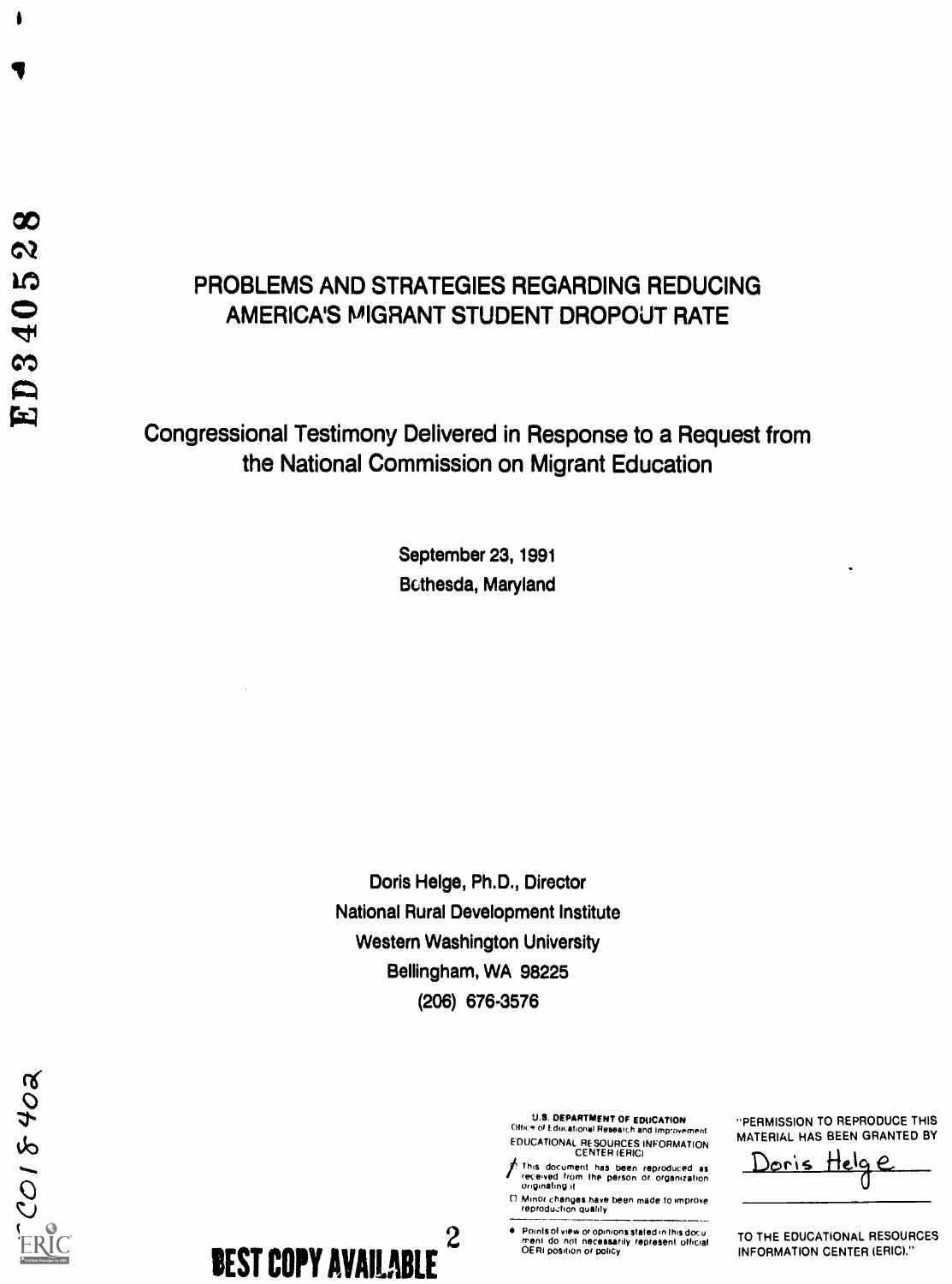ED340528

# PROBLEMS AND STRATEGIES REGARDING REDUCING AMERICA'S MIGRANT STUDENT DROPOUT RATE

Congressional Testimony Delivered in Response to a Request from the National Commission on Migrant Education

September 23, 1991
Bethesda, Maryland

Doris Helge, Ph.D., Director
National Rural Development Institute
Western Washington University
Bellingham, WA 98225
(206) 676-3576

RC018402

U.S. DEPARTMENT OF EDUCATION
Office of Educational Research and Improvement
EDUCATIONAL RESOURCES INFORMATION CENTER (ERIC)

- This document has been reproduced as received from the person or organization originating it
- Minor changes have been made to improve reproduction quality
- Points of view or opinions stated in this document do not necessarily represent official OERI position or policy

"PERMISSION TO REPRODUCE THIS MATERIAL HAS BEEN GRANTED BY

Doris Helge

TO THE EDUCATIONAL RESOURCES INFORMATION CENTER (ERIC)."

BEST COPY AVAILABLE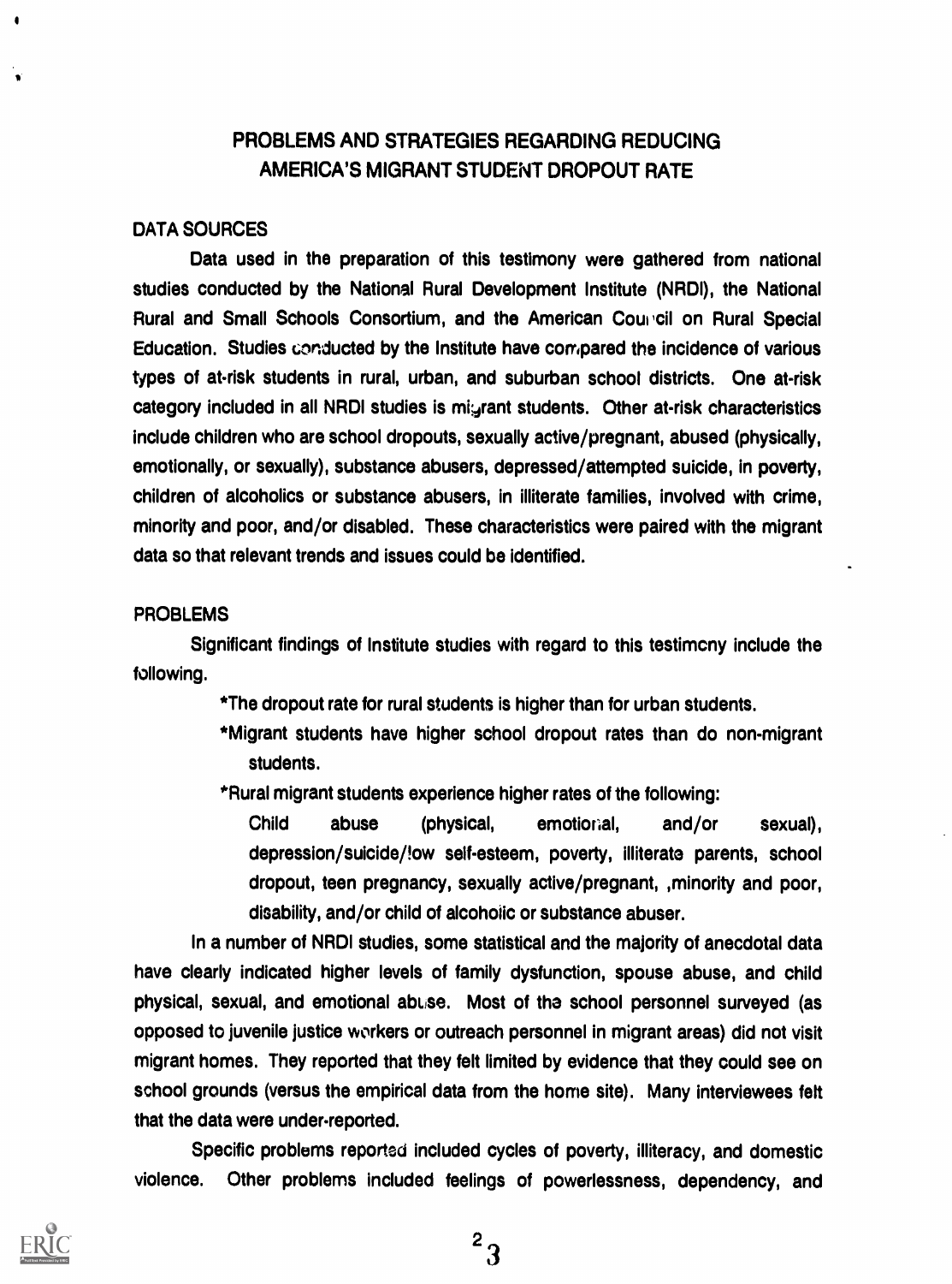# PROBLEMS AND STRATEGIES REGARDING REDUCING AMERICA'S MIGRANT STUDENT DROPOUT RATE

## DATA SOURCES

Data used in the preparation of this testimony were gathered from national studies conducted by the National Rural Development Institute (NRDI), the National Rural and Small Schools Consortium, and the American Council on Rural Special Education. Studies conducted by the Institute have compared the incidence of various types of at-risk students in rural, urban, and suburban school districts. One at-risk category included in all NRDI studies is migrant students. Other at-risk characteristics include children who are school dropouts, sexually active/pregnant, abused (physically, emotionally, or sexually), substance abusers, depressed/attempted suicide, in poverty, children of alcoholics or substance abusers, in illiterate families, involved with crime, minority and poor, and/or disabled. These characteristics were paired with the migrant data so that relevant trends and issues could be identified.

## PROBLEMS

Significant findings of Institute studies with regard to this testimony include the following.

*The dropout rate for rural students is higher than for urban students.

*Migrant students have higher school dropout rates than do non-migrant students.

*Rural migrant students experience higher rates of the following:

Child abuse (physical, emotional, and/or sexual), depression/suicide/low self-esteem, poverty, illiterate parents, school dropout, teen pregnancy, sexually active/pregnant, ,minority and poor, disability, and/or child of alcoholic or substance abuser.

In a number of NRDI studies, some statistical and the majority of anecdotal data have clearly indicated higher levels of family dysfunction, spouse abuse, and child physical, sexual, and emotional abuse. Most of the school personnel surveyed (as opposed to juvenile justice workers or outreach personnel in migrant areas) did not visit migrant homes. They reported that they felt limited by evidence that they could see on school grounds (versus the empirical data from the home site). Many interviewees felt that the data were under-reported.

Specific problems reported included cycles of poverty, illiteracy, and domestic violence. Other problems included feelings of powerlessness, dependency, and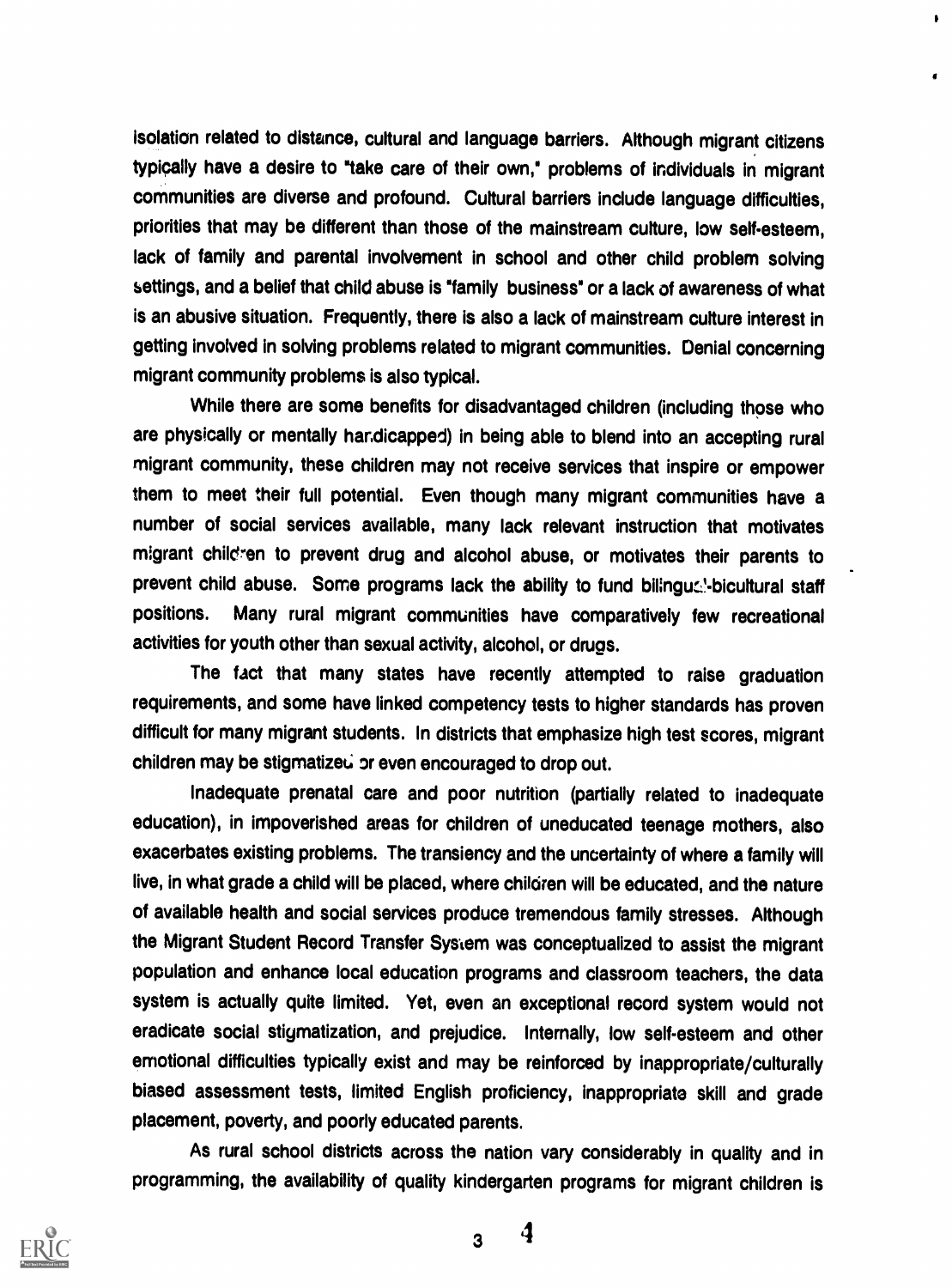isolation related to distance, cultural and language barriers. Although migrant citizens typically have a desire to "take care of their own," problems of individuals in migrant communities are diverse and profound. Cultural barriers include language difficulties, priorities that may be different than those of the mainstream culture, low self-esteem, lack of family and parental involvement in school and other child problem solving settings, and a belief that child abuse is "family business" or a lack of awareness of what is an abusive situation. Frequently, there is also a lack of mainstream culture interest in getting involved in solving problems related to migrant communities. Denial concerning migrant community problems is also typical.

While there are some benefits for disadvantaged children (including those who are physically or mentally handicapped) in being able to blend into an accepting rural migrant community, these children may not receive services that inspire or empower them to meet their full potential. Even though many migrant communities have a number of social services available, many lack relevant instruction that motivates migrant children to prevent drug and alcohol abuse, or motivates their parents to prevent child abuse. Some programs lack the ability to fund bilingual-bicultural staff positions. Many rural migrant communities have comparatively few recreational activities for youth other than sexual activity, alcohol, or drugs.

The fact that many states have recently attempted to raise graduation requirements, and some have linked competency tests to higher standards has proven difficult for many migrant students. In districts that emphasize high test scores, migrant children may be stigmatized or even encouraged to drop out.

Inadequate prenatal care and poor nutrition (partially related to inadequate education), in impoverished areas for children of uneducated teenage mothers, also exacerbates existing problems. The transiency and the uncertainty of where a family will live, in what grade a child will be placed, where children will be educated, and the nature of available health and social services produce tremendous family stresses. Although the Migrant Student Record Transfer System was conceptualized to assist the migrant population and enhance local education programs and classroom teachers, the data system is actually quite limited. Yet, even an exceptional record system would not eradicate social stigmatization, and prejudice. Internally, low self-esteem and other emotional difficulties typically exist and may be reinforced by inappropriate/culturally biased assessment tests, limited English proficiency, inappropriate skill and grade placement, poverty, and poorly educated parents.

As rural school districts across the nation vary considerably in quality and in programming, the availability of quality kindergarten programs for migrant children is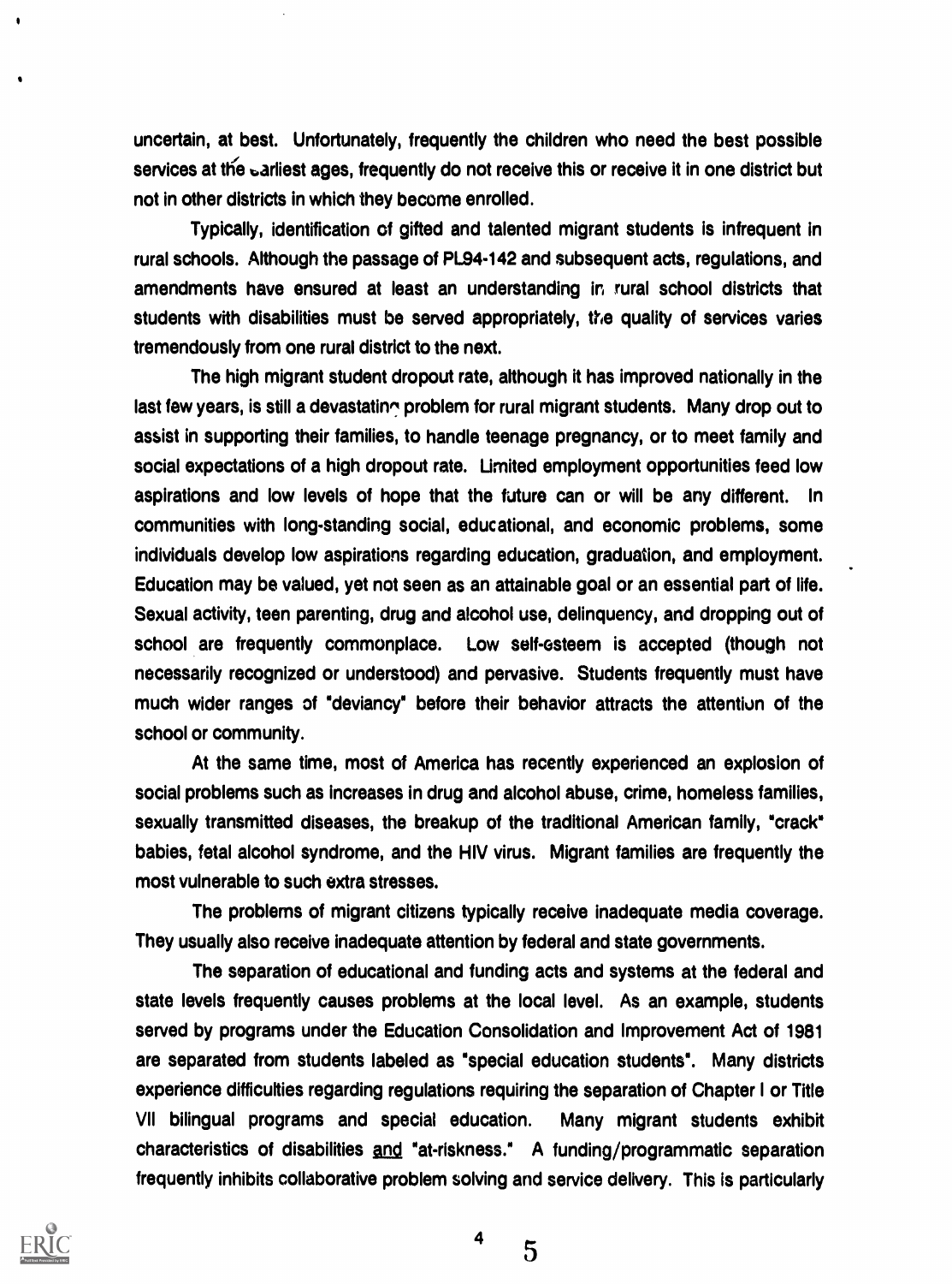uncertain, at best. Unfortunately, frequently the children who need the best possible services at the earliest ages, frequently do not receive this or receive it in one district but not in other districts in which they become enrolled.

Typically, identification of gifted and talented migrant students is infrequent in rural schools. Although the passage of PL94-142 and subsequent acts, regulations, and amendments have ensured at least an understanding in rural school districts that students with disabilities must be served appropriately, the quality of services varies tremendously from one rural district to the next.

The high migrant student dropout rate, although it has improved nationally in the last few years, is still a devastating problem for rural migrant students. Many drop out to assist in supporting their families, to handle teenage pregnancy, or to meet family and social expectations of a high dropout rate. Limited employment opportunities feed low aspirations and low levels of hope that the future can or will be any different. In communities with long-standing social, educational, and economic problems, some individuals develop low aspirations regarding education, graduation, and employment. Education may be valued, yet not seen as an attainable goal or an essential part of life. Sexual activity, teen parenting, drug and alcohol use, delinquency, and dropping out of school are frequently commonplace. Low self-esteem is accepted (though not necessarily recognized or understood) and pervasive. Students frequently must have much wider ranges of "deviancy" before their behavior attracts the attention of the school or community.

At the same time, most of America has recently experienced an explosion of social problems such as increases in drug and alcohol abuse, crime, homeless families, sexually transmitted diseases, the breakup of the traditional American family, "crack" babies, fetal alcohol syndrome, and the HIV virus. Migrant families are frequently the most vulnerable to such extra stresses.

The problems of migrant citizens typically receive inadequate media coverage. They usually also receive inadequate attention by federal and state governments.

The separation of educational and funding acts and systems at the federal and state levels frequently causes problems at the local level. As an example, students served by programs under the Education Consolidation and Improvement Act of 1981 are separated from students labeled as "special education students". Many districts experience difficulties regarding regulations requiring the separation of Chapter I or Title VII bilingual programs and special education. Many migrant students exhibit characteristics of disabilities <u>and</u> "at-riskness." A funding/programmatic separation frequently inhibits collaborative problem solving and service delivery. This is particularly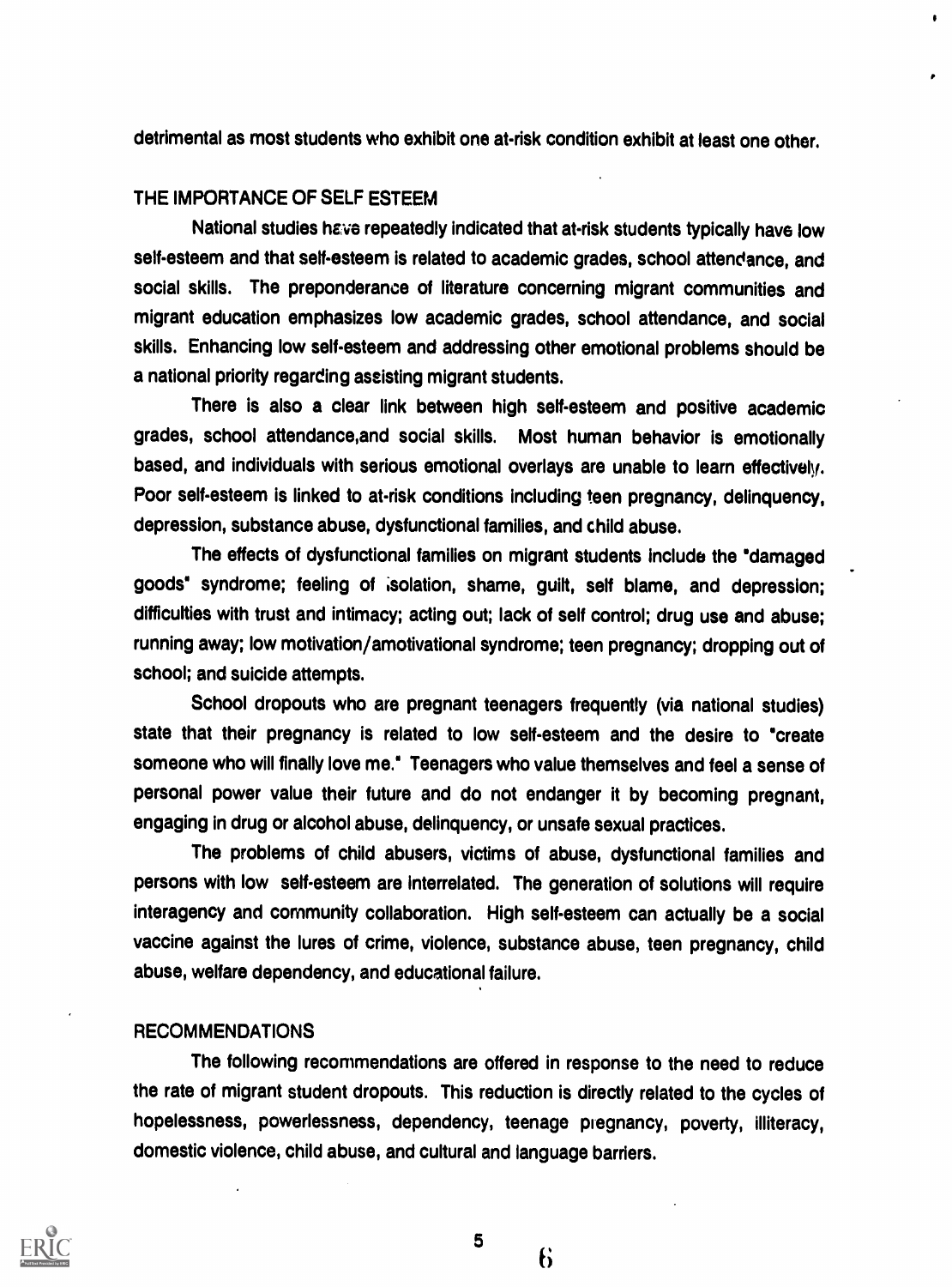detrimental as most students who exhibit one at-risk condition exhibit at least one other.

## THE IMPORTANCE OF SELF ESTEEM

National studies have repeatedly indicated that at-risk students typically have low self-esteem and that self-esteem is related to academic grades, school attendance, and social skills. The preponderance of literature concerning migrant communities and migrant education emphasizes low academic grades, school attendance, and social skills. Enhancing low self-esteem and addressing other emotional problems should be a national priority regarding assisting migrant students.

There is also a clear link between high self-esteem and positive academic grades, school attendance,and social skills. Most human behavior is emotionally based, and individuals with serious emotional overlays are unable to learn effectively. Poor self-esteem is linked to at-risk conditions including teen pregnancy, delinquency, depression, substance abuse, dysfunctional families, and child abuse.

The effects of dysfunctional families on migrant students include the "damaged goods" syndrome; feeling of isolation, shame, guilt, self blame, and depression; difficulties with trust and intimacy; acting out; lack of self control; drug use and abuse; running away; low motivation/amotivational syndrome; teen pregnancy; dropping out of school; and suicide attempts.

School dropouts who are pregnant teenagers frequently (via national studies) state that their pregnancy is related to low self-esteem and the desire to "create someone who will finally love me." Teenagers who value themselves and feel a sense of personal power value their future and do not endanger it by becoming pregnant, engaging in drug or alcohol abuse, delinquency, or unsafe sexual practices.

The problems of child abusers, victims of abuse, dysfunctional families and persons with low self-esteem are interrelated. The generation of solutions will require interagency and community collaboration. High self-esteem can actually be a social vaccine against the lures of crime, violence, substance abuse, teen pregnancy, child abuse, welfare dependency, and educational failure.

## RECOMMENDATIONS

The following recommendations are offered in response to the need to reduce the rate of migrant student dropouts. This reduction is directly related to the cycles of hopelessness, powerlessness, dependency, teenage pregnancy, poverty, illiteracy, domestic violence, child abuse, and cultural and language barriers.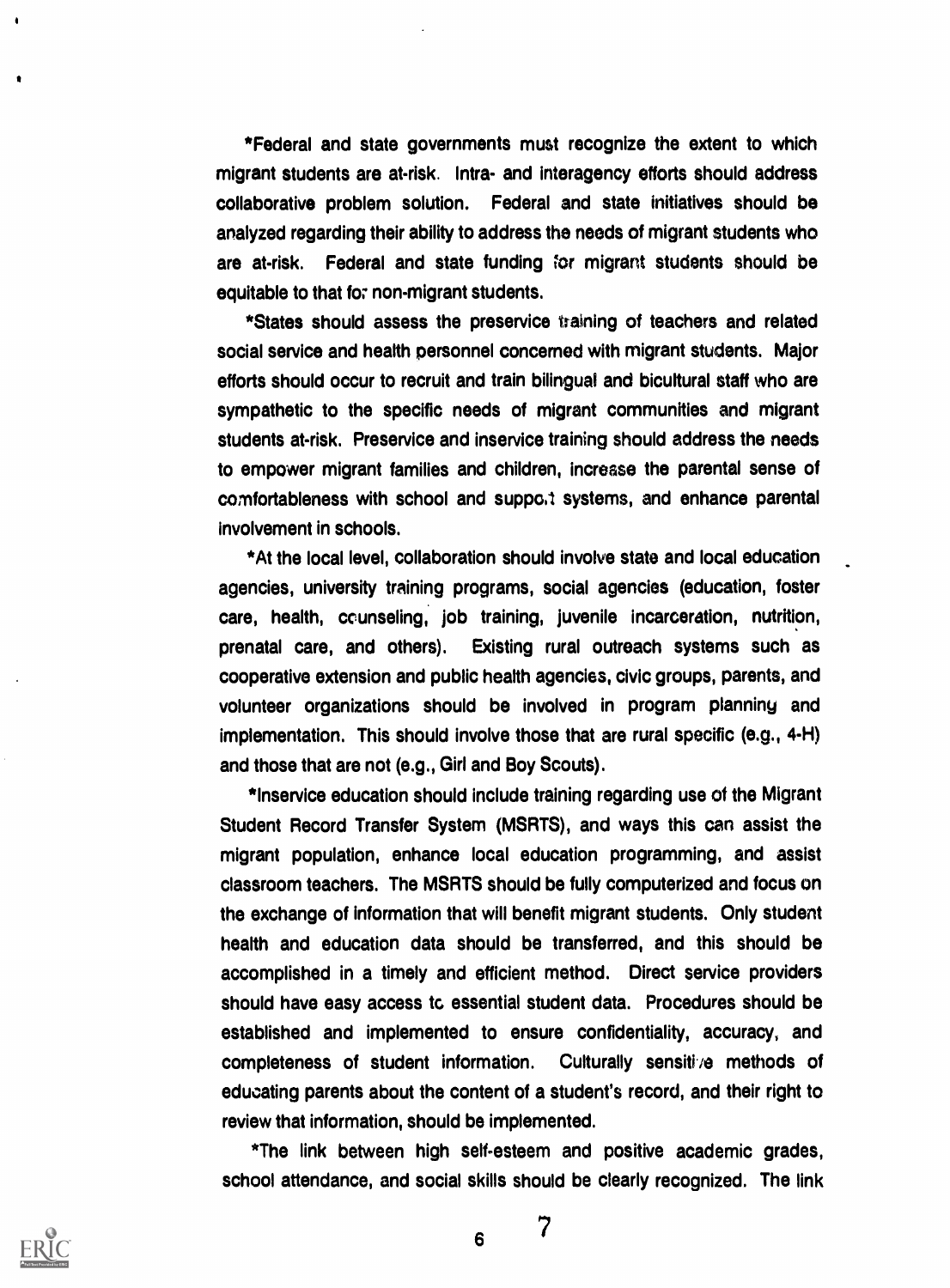*Federal and state governments must recognize the extent to which migrant students are at-risk. Intra- and interagency efforts should address collaborative problem solution. Federal and state initiatives should be analyzed regarding their ability to address the needs of migrant students who are at-risk. Federal and state funding for migrant students should be equitable to that for non-migrant students.

*States should assess the preservice training of teachers and related social service and health personnel concerned with migrant students. Major efforts should occur to recruit and train bilingual and bicultural staff who are sympathetic to the specific needs of migrant communities and migrant students at-risk. Preservice and inservice training should address the needs to empower migrant families and children, increase the parental sense of comfortableness with school and support systems, and enhance parental involvement in schools.

*At the local level, collaboration should involve state and local education agencies, university training programs, social agencies (education, foster care, health, counseling, job training, juvenile incarceration, nutrition, prenatal care, and others). Existing rural outreach systems such as cooperative extension and public health agencies, civic groups, parents, and volunteer organizations should be involved in program planning and implementation. This should involve those that are rural specific (e.g., 4-H) and those that are not (e.g., Girl and Boy Scouts).

*Inservice education should include training regarding use of the Migrant Student Record Transfer System (MSRTS), and ways this can assist the migrant population, enhance local education programming, and assist classroom teachers. The MSRTS should be fully computerized and focus on the exchange of information that will benefit migrant students. Only student health and education data should be transferred, and this should be accomplished in a timely and efficient method. Direct service providers should have easy access to essential student data. Procedures should be established and implemented to ensure confidentiality, accuracy, and completeness of student information. Culturally sensitive methods of educating parents about the content of a student's record, and their right to review that information, should be implemented.

*The link between high self-esteem and positive academic grades, school attendance, and social skills should be clearly recognized. The link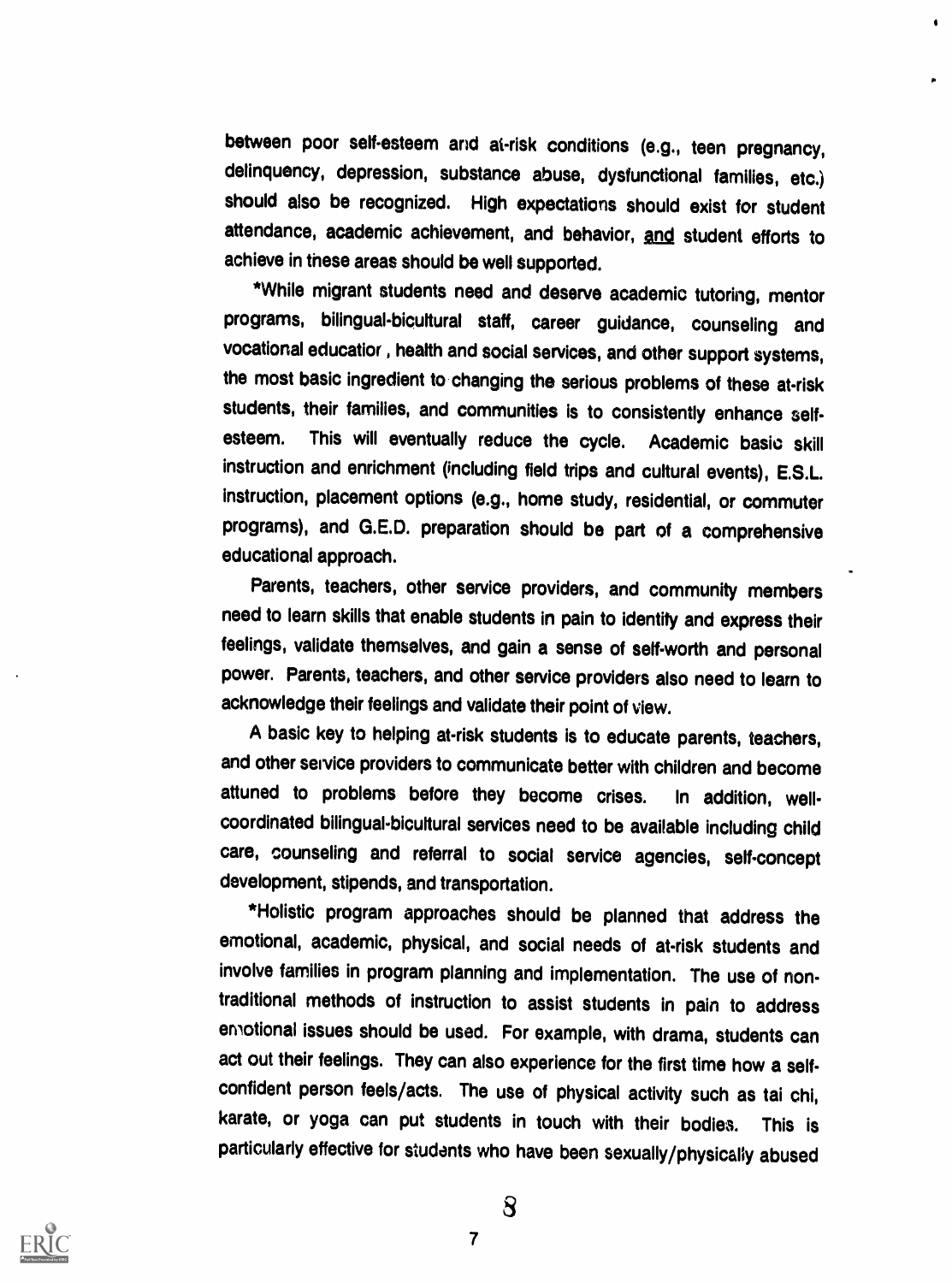between poor self-esteem and at-risk conditions (e.g., teen pregnancy, delinquency, depression, substance abuse, dysfunctional families, etc.) should also be recognized. High expectations should exist for student attendance, academic achievement, and behavior, <u>and</u> student efforts to achieve in these areas should be well supported.

*While migrant students need and deserve academic tutoring, mentor programs, bilingual-bicultural staff, career guidance, counseling and vocational educatior , health and social services, and other support systems, the most basic ingredient to changing the serious problems of these at-risk students, their families, and communities is to consistently enhance self-esteem. This will eventually reduce the cycle. Academic basic skill instruction and enrichment (including field trips and cultural events), E.S.L. instruction, placement options (e.g., home study, residential, or commuter programs), and G.E.D. preparation should be part of a comprehensive educational approach.

Parents, teachers, other service providers, and community members need to learn skills that enable students in pain to identify and express their feelings, validate themselves, and gain a sense of self-worth and personal power. Parents, teachers, and other service providers also need to learn to acknowledge their feelings and validate their point of view.

A basic key to helping at-risk students is to educate parents, teachers, and other service providers to communicate better with children and become attuned to problems before they become crises. In addition, well-coordinated bilingual-bicultural services need to be available including child care, counseling and referral to social service agencies, self-concept development, stipends, and transportation.

*Holistic program approaches should be planned that address the emotional, academic, physical, and social needs of at-risk students and involve families in program planning and implementation. The use of non-traditional methods of instruction to assist students in pain to address emotional issues should be used. For example, with drama, students can act out their feelings. They can also experience for the first time how a self-confident person feels/acts. The use of physical activity such as tai chi, karate, or yoga can put students in touch with their bodies. This is particularly effective for students who have been sexually/physically abused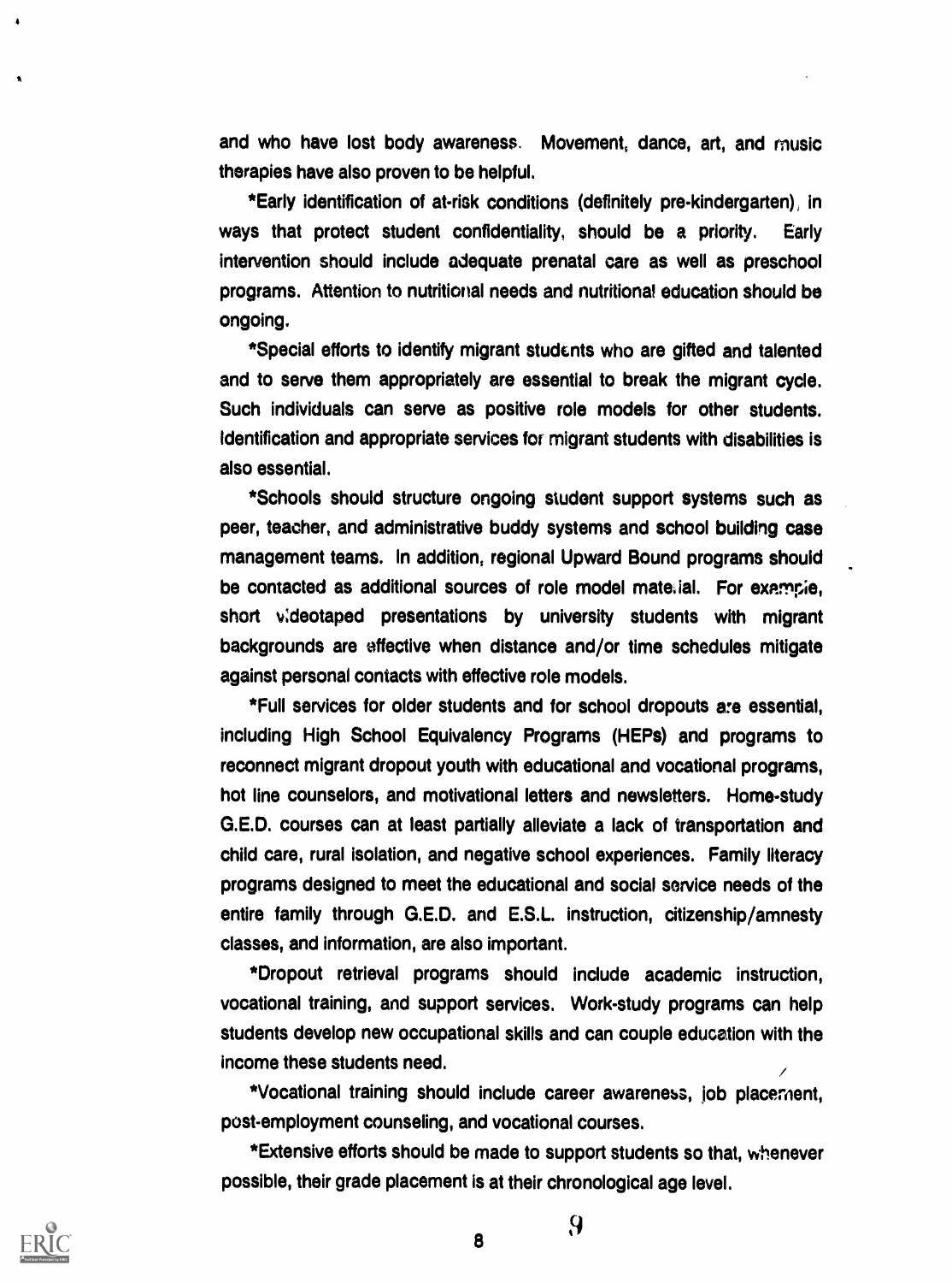and who have lost body awareness. Movement, dance, art, and music therapies have also proven to be helpful.

*Early identification of at-risk conditions (definitely pre-kindergarten), in ways that protect student confidentiality, should be a priority. Early intervention should include adequate prenatal care as well as preschool programs. Attention to nutritional needs and nutritional education should be ongoing.

*Special efforts to identify migrant students who are gifted and talented and to serve them appropriately are essential to break the migrant cycle. Such individuals can serve as positive role models for other students. Identification and appropriate services for migrant students with disabilities is also essential.

*Schools should structure ongoing student support systems such as peer, teacher, and administrative buddy systems and school building case management teams. In addition, regional Upward Bound programs should be contacted as additional sources of role model material. For example, short videotaped presentations by university students with migrant backgrounds are effective when distance and/or time schedules mitigate against personal contacts with effective role models.

*Full services for older students and for school dropouts are essential, including High School Equivalency Programs (HEPs) and programs to reconnect migrant dropout youth with educational and vocational programs, hot line counselors, and motivational letters and newsletters. Home-study G.E.D. courses can at least partially alleviate a lack of transportation and child care, rural isolation, and negative school experiences. Family literacy programs designed to meet the educational and social service needs of the entire family through G.E.D. and E.S.L. instruction, citizenship/amnesty classes, and information, are also important.

*Dropout retrieval programs should include academic instruction, vocational training, and support services. Work-study programs can help students develop new occupational skills and can couple education with the income these students need.

*Vocational training should include career awareness, job placement, post-employment counseling, and vocational courses.

*Extensive efforts should be made to support students so that, whenever possible, their grade placement is at their chronological age level.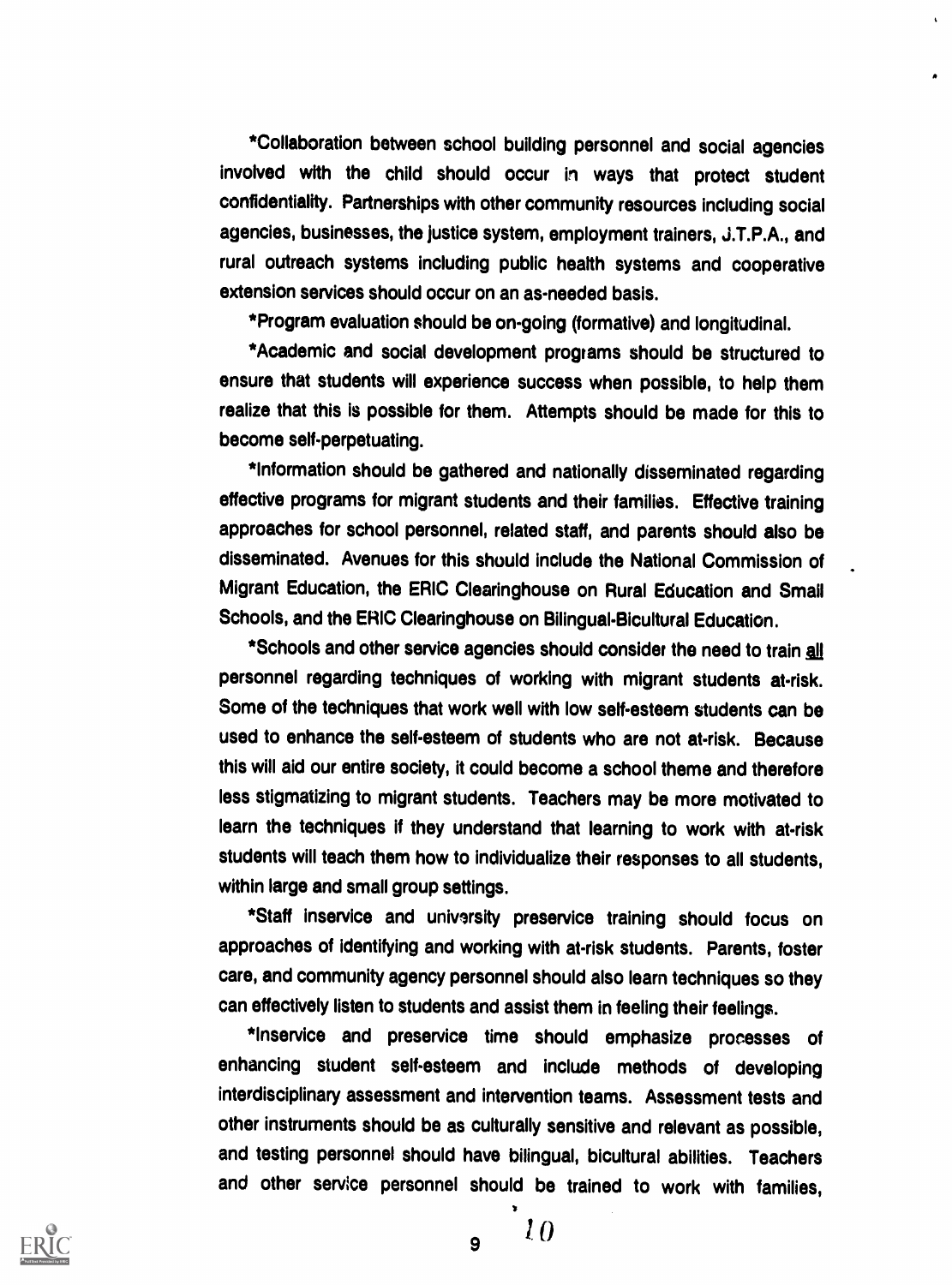*Collaboration between school building personnel and social agencies involved with the child should occur in ways that protect student confidentiality. Partnerships with other community resources including social agencies, businesses, the justice system, employment trainers, J.T.P.A., and rural outreach systems including public health systems and cooperative extension services should occur on an as-needed basis.

*Program evaluation should be on-going (formative) and longitudinal.

*Academic and social development programs should be structured to ensure that students will experience success when possible, to help them realize that this is possible for them. Attempts should be made for this to become self-perpetuating.

*Information should be gathered and nationally disseminated regarding effective programs for migrant students and their families. Effective training approaches for school personnel, related staff, and parents should also be disseminated. Avenues for this should include the National Commission of Migrant Education, the ERIC Clearinghouse on Rural Education and Small Schools, and the ERIC Clearinghouse on Bilingual-Bicultural Education.

*Schools and other service agencies should consider the need to train all personnel regarding techniques of working with migrant students at-risk. Some of the techniques that work well with low self-esteem students can be used to enhance the self-esteem of students who are not at-risk. Because this will aid our entire society, it could become a school theme and therefore less stigmatizing to migrant students. Teachers may be more motivated to learn the techniques if they understand that learning to work with at-risk students will teach them how to individualize their responses to all students, within large and small group settings.

*Staff inservice and university preservice training should focus on approaches of identifying and working with at-risk students. Parents, foster care, and community agency personnel should also learn techniques so they can effectively listen to students and assist them in feeling their feelings.

*Inservice and preservice time should emphasize processes of enhancing student self-esteem and include methods of developing interdisciplinary assessment and intervention teams. Assessment tests and other instruments should be as culturally sensitive and relevant as possible, and testing personnel should have bilingual, bicultural abilities. Teachers and other service personnel should be trained to work with families,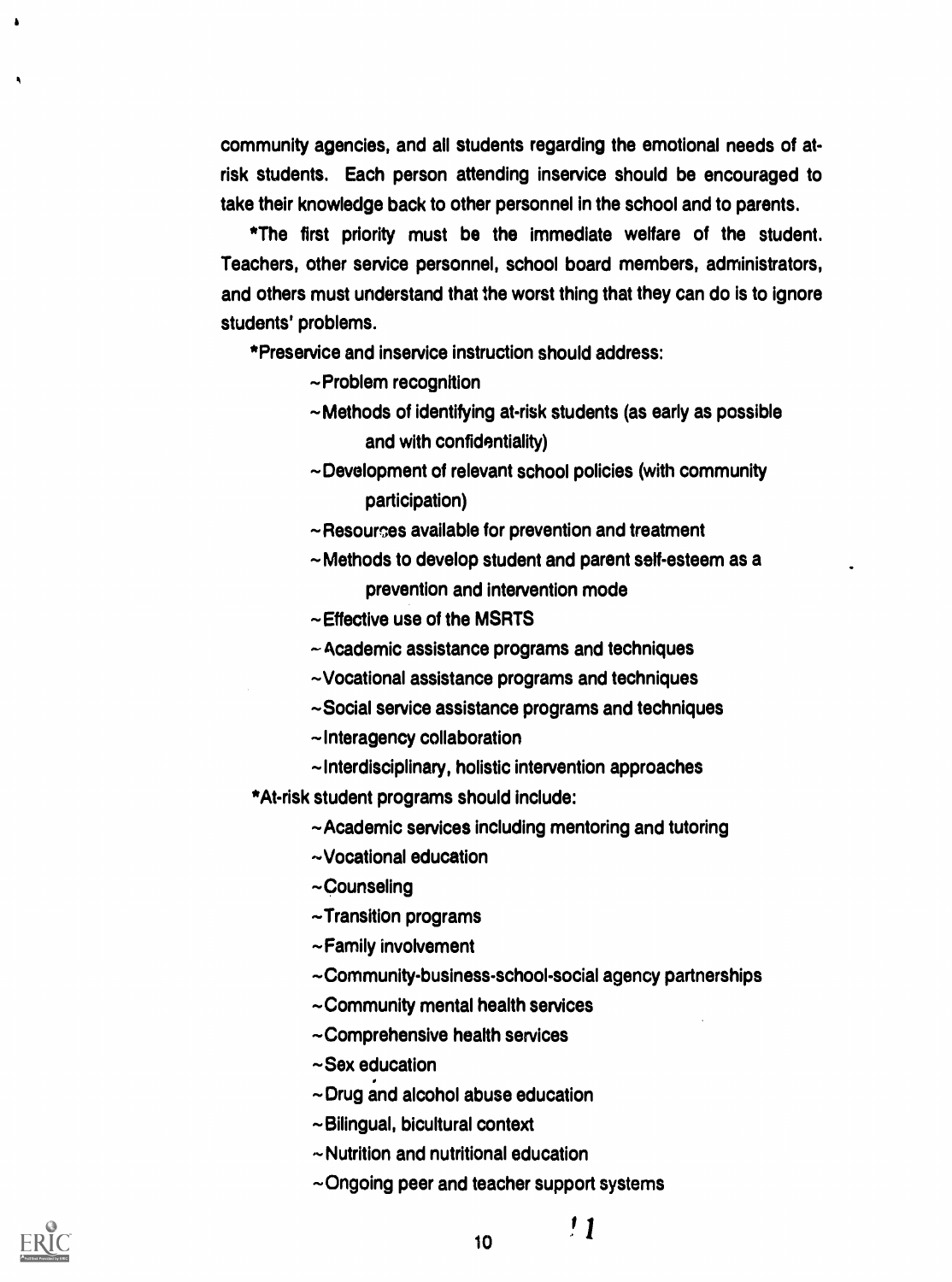community agencies, and all students regarding the emotional needs of at-risk students. Each person attending inservice should be encouraged to take their knowledge back to other personnel in the school and to parents.

*The first priority must be the immediate welfare of the student. Teachers, other service personnel, school board members, administrators, and others must understand that the worst thing that they can do is to ignore students' problems.

*Preservice and inservice instruction should address:

- ~Problem recognition
- ~Methods of identifying at-risk students (as early as possible and with confidentiality)
- ~Development of relevant school policies (with community participation)
- ~Resources available for prevention and treatment
- ~Methods to develop student and parent self-esteem as a prevention and intervention mode
- ~Effective use of the MSRTS
- ~Academic assistance programs and techniques
- ~Vocational assistance programs and techniques
- ~Social service assistance programs and techniques
- ~Interagency collaboration
- ~Interdisciplinary, holistic intervention approaches

*At-risk student programs should include:

- ~Academic services including mentoring and tutoring
- ~Vocational education
- ~Counseling
- ~Transition programs
- ~Family involvement
- ~Community-business-school-social agency partnerships
- ~Community mental health services
- ~Comprehensive health services
- ~Sex education
- ~Drug and alcohol abuse education
- ~Bilingual, bicultural context
- ~Nutrition and nutritional education
- ~Ongoing peer and teacher support systems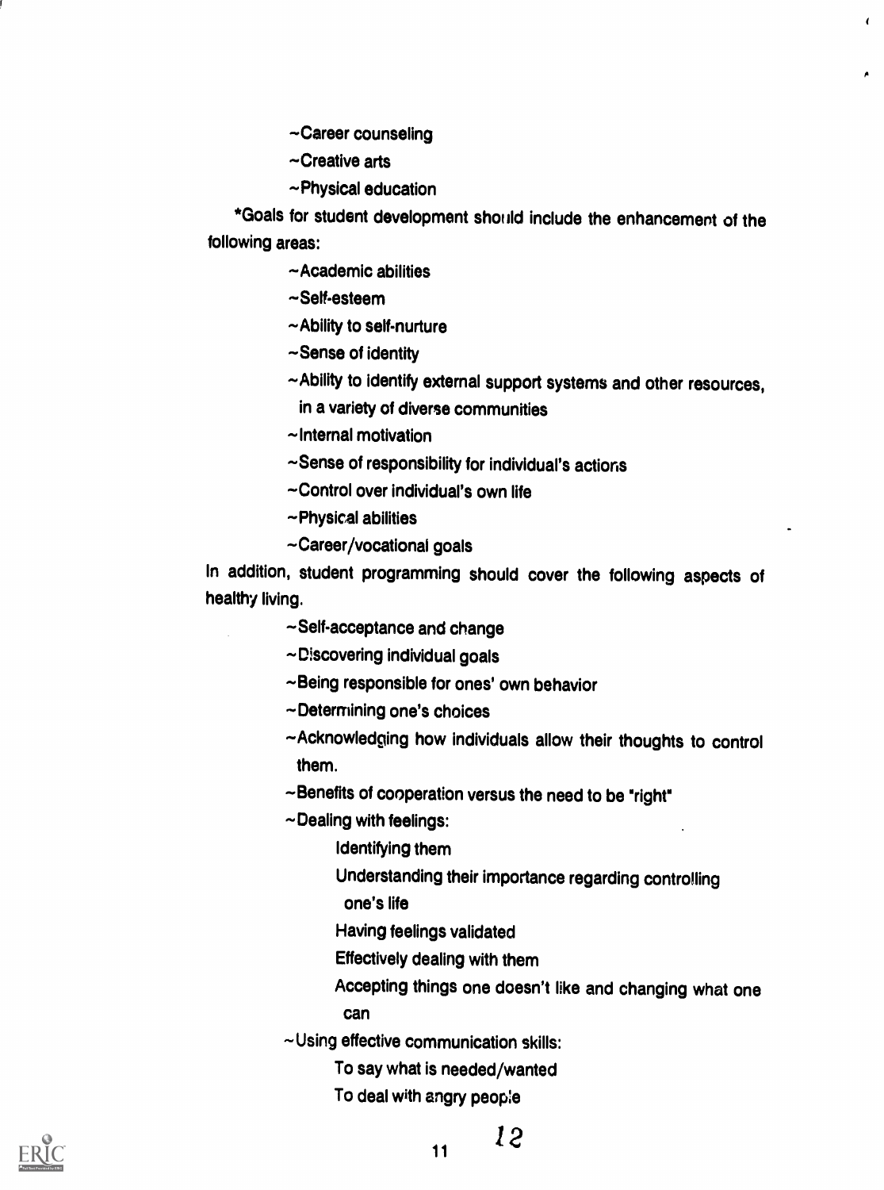~Career counseling

~Creative arts

~Physical education

*Goals for student development should include the enhancement of the following areas:

~Academic abilities

~Self-esteem

~Ability to self-nurture

~Sense of identity

~Ability to identify external support systems and other resources, in a variety of diverse communities

~Internal motivation

~Sense of responsibility for individual's actions

~Control over individual's own life

~Physical abilities

~Career/vocational goals

In addition, student programming should cover the following aspects of healthy living.

~Self-acceptance and change

~Discovering individual goals

~Being responsible for ones' own behavior

~Determining one's choices

~Acknowledging how individuals allow their thoughts to control them.

~Benefits of cooperation versus the need to be "right"

~Dealing with feelings:

Identifying them

Understanding their importance regarding controlling one's life

Having feelings validated

Effectively dealing with them

Accepting things one doesn't like and changing what one can

~Using effective communication skills:

To say what is needed/wanted

To deal with angry people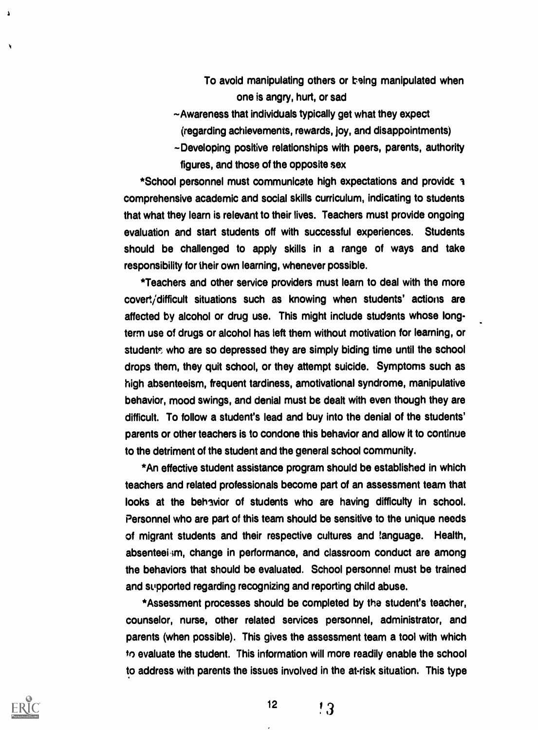To avoid manipulating others or being manipulated when one is angry, hurt, or sad

~Awareness that individuals typically get what they expect (regarding achievements, rewards, joy, and disappointments)

~Developing positive relationships with peers, parents, authority figures, and those of the opposite sex

*School personnel must communicate high expectations and provide a comprehensive academic and social skills curriculum, indicating to students that what they learn is relevant to their lives. Teachers must provide ongoing evaluation and start students off with successful experiences. Students should be challenged to apply skills in a range of ways and take responsibility for their own learning, whenever possible.

*Teachers and other service providers must learn to deal with the more covert/difficult situations such as knowing when students' actions are affected by alcohol or drug use. This might include students whose long-term use of drugs or alcohol has left them without motivation for learning, or students who are so depressed they are simply biding time until the school drops them, they quit school, or they attempt suicide. Symptoms such as high absenteeism, frequent tardiness, amotivational syndrome, manipulative behavior, mood swings, and denial must be dealt with even though they are difficult. To follow a student's lead and buy into the denial of the students' parents or other teachers is to condone this behavior and allow it to continue to the detriment of the student and the general school community.

*An effective student assistance program should be established in which teachers and related professionals become part of an assessment team that looks at the behavior of students who are having difficulty in school. Personnel who are part of this team should be sensitive to the unique needs of migrant students and their respective cultures and language. Health, absenteeism, change in performance, and classroom conduct are among the behaviors that should be evaluated. School personnel must be trained and supported regarding recognizing and reporting child abuse.

*Assessment processes should be completed by the student's teacher, counselor, nurse, other related services personnel, administrator, and parents (when possible). This gives the assessment team a tool with which to evaluate the student. This information will more readily enable the school to address with parents the issues involved in the at-risk situation. This type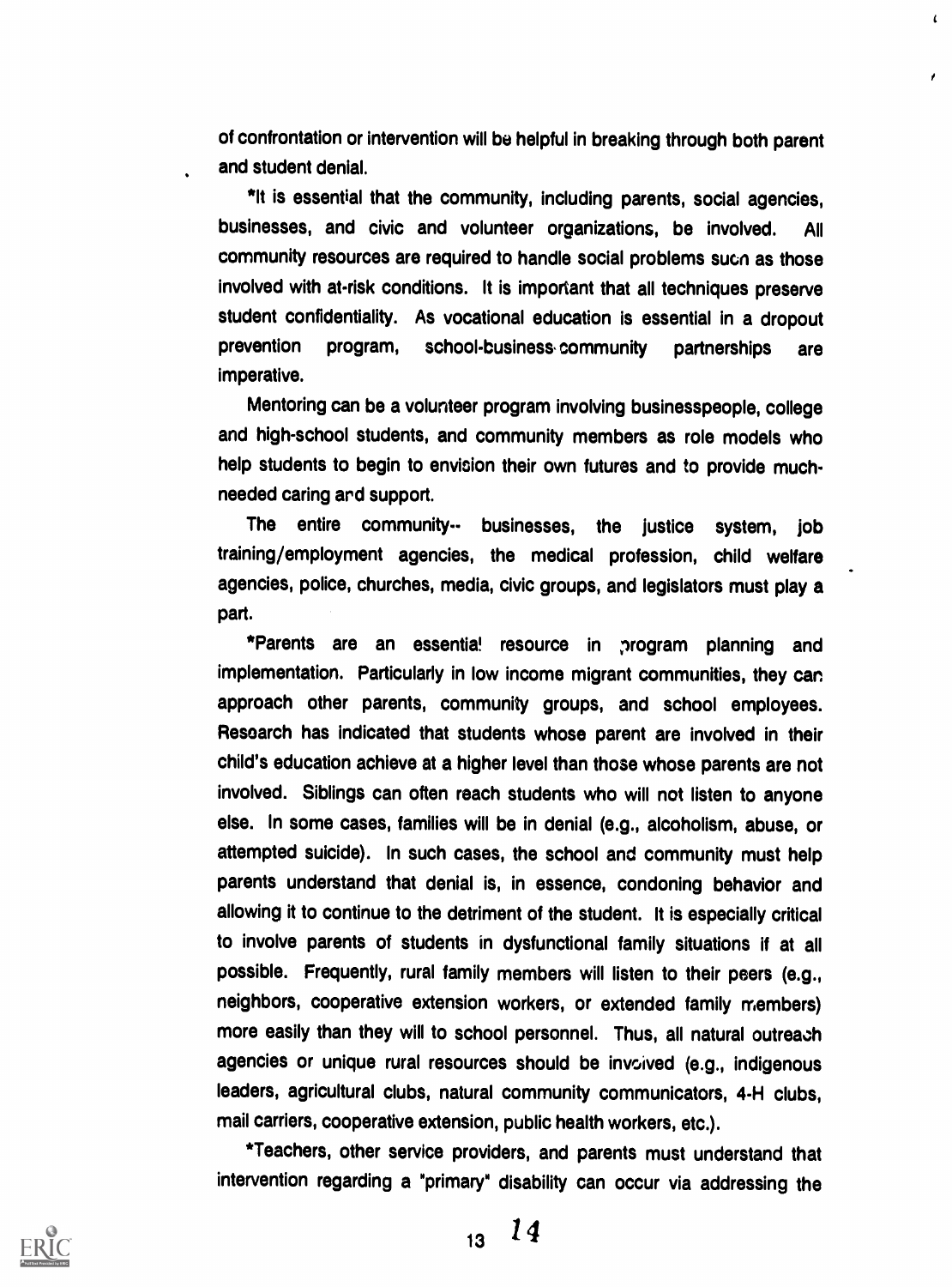of confrontation or intervention will be helpful in breaking through both parent and student denial.

*It is essential that the community, including parents, social agencies, businesses, and civic and volunteer organizations, be involved. All community resources are required to handle social problems such as those involved with at-risk conditions. It is important that all techniques preserve student confidentiality. As vocational education is essential in a dropout prevention program, school-business community partnerships are imperative.

Mentoring can be a volunteer program involving businesspeople, college and high-school students, and community members as role models who help students to begin to envision their own futures and to provide much-needed caring and support.

The entire community-- businesses, the justice system, job training/employment agencies, the medical profession, child welfare agencies, police, churches, media, civic groups, and legislators must play a part.

*Parents are an essential resource in program planning and implementation. Particularly in low income migrant communities, they can approach other parents, community groups, and school employees. Research has indicated that students whose parent are involved in their child's education achieve at a higher level than those whose parents are not involved. Siblings can often reach students who will not listen to anyone else. In some cases, families will be in denial (e.g., alcoholism, abuse, or attempted suicide). In such cases, the school and community must help parents understand that denial is, in essence, condoning behavior and allowing it to continue to the detriment of the student. It is especially critical to involve parents of students in dysfunctional family situations if at all possible. Frequently, rural family members will listen to their peers (e.g., neighbors, cooperative extension workers, or extended family members) more easily than they will to school personnel. Thus, all natural outreach agencies or unique rural resources should be involved (e.g., indigenous leaders, agricultural clubs, natural community communicators, 4-H clubs, mail carriers, cooperative extension, public health workers, etc.).

*Teachers, other service providers, and parents must understand that intervention regarding a "primary" disability can occur via addressing the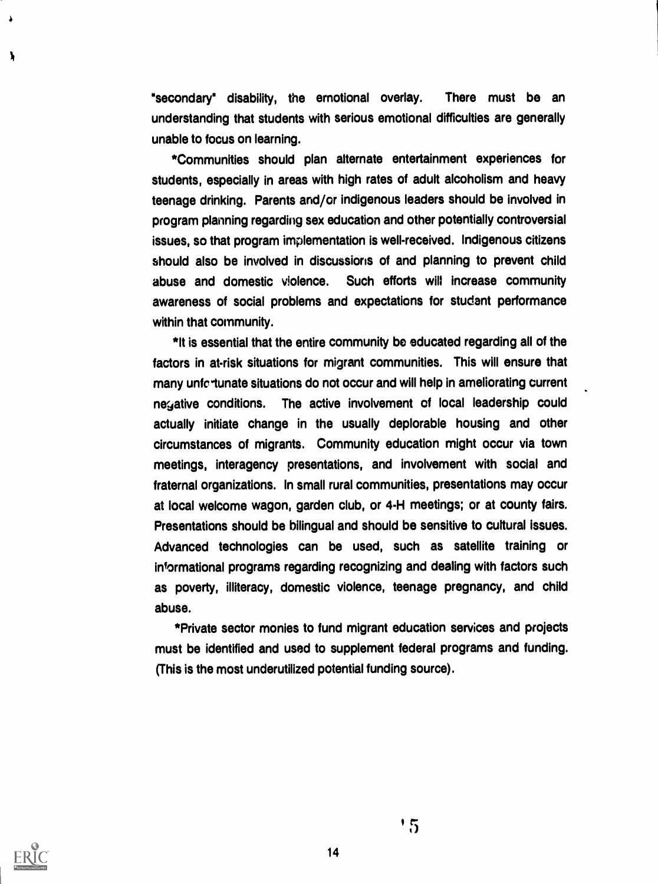"secondary" disability, the emotional overlay. There must be an understanding that students with serious emotional difficulties are generally unable to focus on learning.

*Communities should plan alternate entertainment experiences for students, especially in areas with high rates of adult alcoholism and heavy teenage drinking. Parents and/or indigenous leaders should be involved in program planning regarding sex education and other potentially controversial issues, so that program implementation is well-received. Indigenous citizens should also be involved in discussions of and planning to prevent child abuse and domestic violence. Such efforts will increase community awareness of social problems and expectations for student performance within that community.

*It is essential that the entire community be educated regarding all of the factors in at-risk situations for migrant communities. This will ensure that many unfortunate situations do not occur and will help in ameliorating current negative conditions. The active involvement of local leadership could actually initiate change in the usually deplorable housing and other circumstances of migrants. Community education might occur via town meetings, interagency presentations, and involvement with social and fraternal organizations. In small rural communities, presentations may occur at local welcome wagon, garden club, or 4-H meetings; or at county fairs. Presentations should be bilingual and should be sensitive to cultural issues. Advanced technologies can be used, such as satellite training or informational programs regarding recognizing and dealing with factors such as poverty, illiteracy, domestic violence, teenage pregnancy, and child abuse.

*Private sector monies to fund migrant education services and projects must be identified and used to supplement federal programs and funding. (This is the most underutilized potential funding source).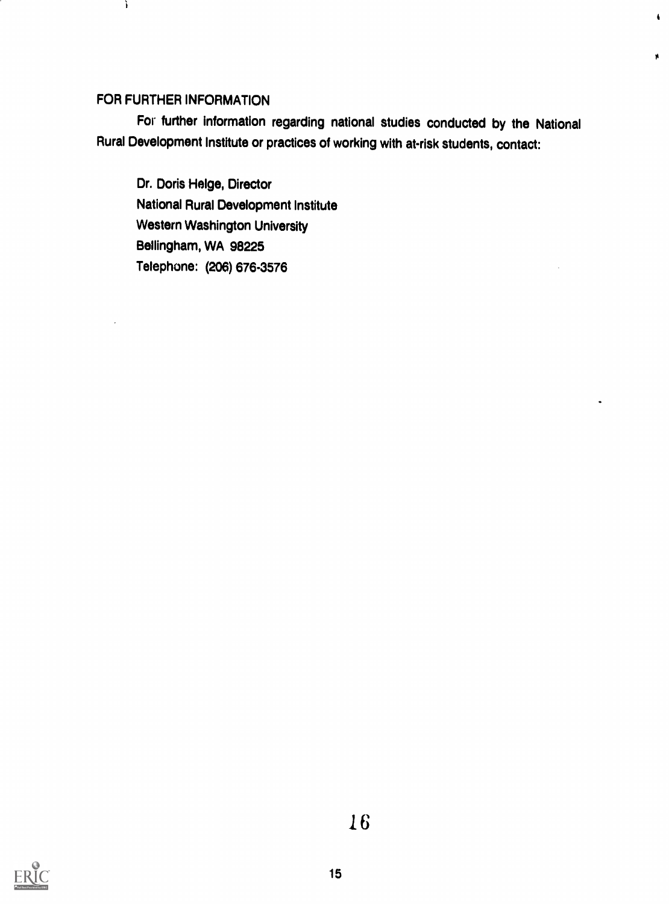## FOR FURTHER INFORMATION

For further information regarding national studies conducted by the National Rural Development Institute or practices of working with at-risk students, contact:

Dr. Doris Helge, Director
National Rural Development Institute
Western Washington University
Bellingham, WA 98225
Telephone: (206) 676-3576